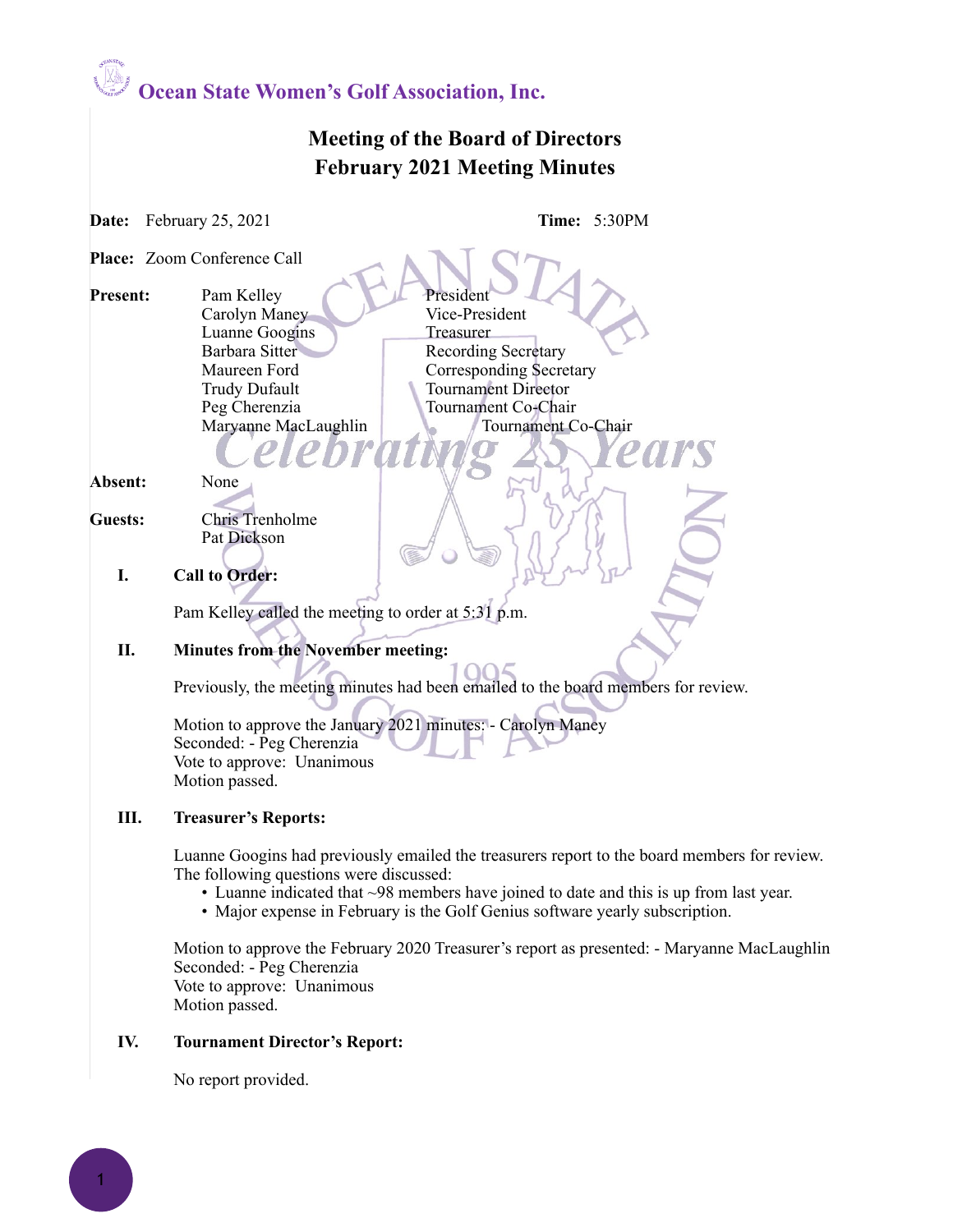# Ocean State Women's Golf Association, Inc.

## Meeting of the Board of Directors
## February 2021 Meeting Minutes

**Date:** February 25, 2021 **Time:** 5:30PM

**Place:** Zoom Conference Call

**Present:**

| | |
|---|---|
| Pam Kelley | President |
| Carolyn Maney | Vice-President |
| Luanne Googins | Treasurer |
| Barbara Sitter | Recording Secretary |
| Maureen Ford | Corresponding Secretary |
| Trudy Dufault | Tournament Director |
| Peg Cherenzia | Tournament Co-Chair |
| Maryanne MacLaughlin | Tournament Co-Chair |

**Absent:** None

**Guests:** Chris Trenholme
Pat Dickson

### I. Call to Order:

Pam Kelley called the meeting to order at 5:31 p.m.

### II. Minutes from the November meeting:

Previously, the meeting minutes had been emailed to the board members for review.

Motion to approve the January 2021 minutes: - Carolyn Maney
Seconded: - Peg Cherenzia
Vote to approve: Unanimous
Motion passed.

### III. Treasurer's Reports:

Luanne Googins had previously emailed the treasurers report to the board members for review. The following questions were discussed:

- Luanne indicated that ~98 members have joined to date and this is up from last year.
- Major expense in February is the Golf Genius software yearly subscription.

Motion to approve the February 2020 Treasurer's report as presented: - Maryanne MacLaughlin
Seconded: - Peg Cherenzia
Vote to approve: Unanimous
Motion passed.

### IV. Tournament Director's Report:

No report provided.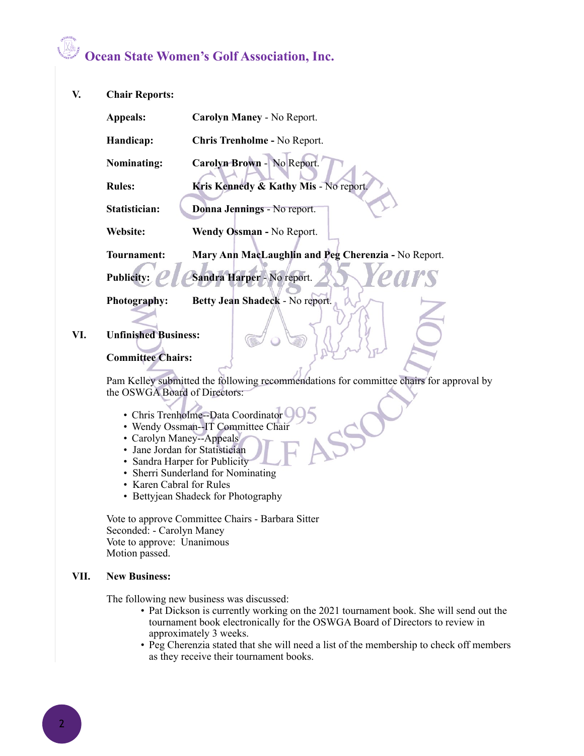## V. Chair Reports:

**Appeals:** **Carolyn Maney** - No Report.

**Handicap:** **Chris Trenholme -** No Report.

**Nominating:** **Carolyn Brown** - No Report.

**Rules:** **Kris Kennedy & Kathy Mis** - No report.

**Statistician:** **Donna Jennings** - No report.

**Website:** **Wendy Ossman -** No Report.

**Tournament:** **Mary Ann MacLaughlin and Peg Cherenzia -** No Report.

**Publicity:** **Sandra Harper** - No report.

**Photography:** **Betty Jean Shadeck** - No report.

## VI. Unfinished Business:

**Committee Chairs:**

Pam Kelley submitted the following recommendations for committee chairs for approval by the OSWGA Board of Directors:

- Chris Trenholme--Data Coordinator
- Wendy Ossman--IT Committee Chair
- Carolyn Maney--Appeals
- Jane Jordan for Statistician
- Sandra Harper for Publicity
- Sherri Sunderland for Nominating
- Karen Cabral for Rules
- Bettyjean Shadeck for Photography

Vote to approve Committee Chairs - Barbara Sitter
Seconded: - Carolyn Maney
Vote to approve: Unanimous
Motion passed.

## VII. New Business:

The following new business was discussed:

- Pat Dickson is currently working on the 2021 tournament book. She will send out the tournament book electronically for the OSWGA Board of Directors to review in approximately 3 weeks.
- Peg Cherenzia stated that she will need a list of the membership to check off members as they receive their tournament books.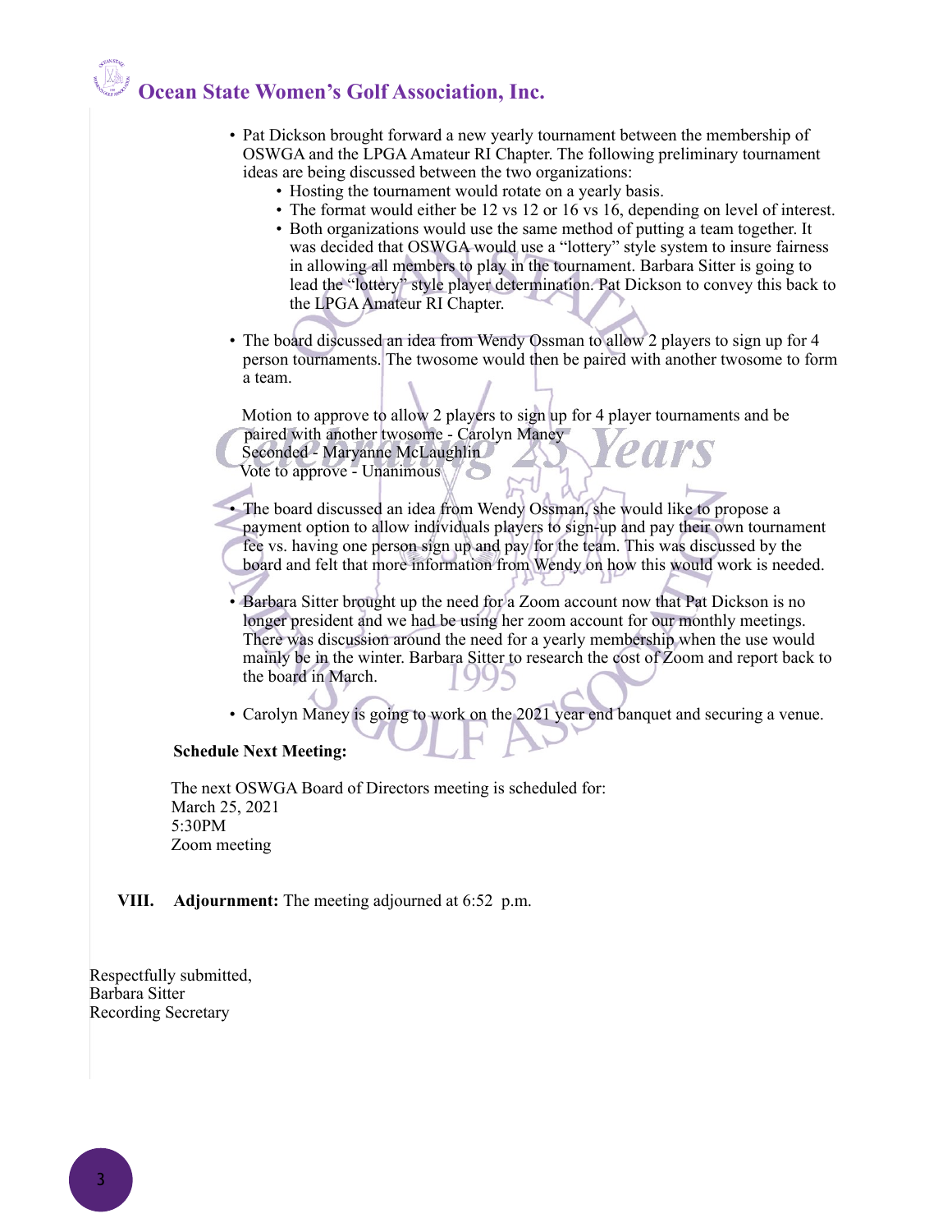- Pat Dickson brought forward a new yearly tournament between the membership of OSWGA and the LPGA Amateur RI Chapter. The following preliminary tournament ideas are being discussed between the two organizations:
  - Hosting the tournament would rotate on a yearly basis.
  - The format would either be 12 vs 12 or 16 vs 16, depending on level of interest.
  - Both organizations would use the same method of putting a team together. It was decided that OSWGA would use a "lottery" style system to insure fairness in allowing all members to play in the tournament. Barbara Sitter is going to lead the "lottery" style player determination. Pat Dickson to convey this back to the LPGA Amateur RI Chapter.

- The board discussed an idea from Wendy Ossman to allow 2 players to sign up for 4 person tournaments. The twosome would then be paired with another twosome to form a team.

  Motion to approve to allow 2 players to sign up for 4 player tournaments and be paired with another twosome - Carolyn Maney
  Seconded - Maryanne McLaughlin
  Vote to approve - Unanimous

- The board discussed an idea from Wendy Ossman, she would like to propose a payment option to allow individuals players to sign-up and pay their own tournament fee vs. having one person sign up and pay for the team. This was discussed by the board and felt that more information from Wendy on how this would work is needed.

- Barbara Sitter brought up the need for a Zoom account now that Pat Dickson is no longer president and we had be using her zoom account for our monthly meetings. There was discussion around the need for a yearly membership when the use would mainly be in the winter. Barbara Sitter to research the cost of Zoom and report back to the board in March.

- Carolyn Maney is going to work on the 2021 year end banquet and securing a venue.

**Schedule Next Meeting:**

The next OSWGA Board of Directors meeting is scheduled for:
March 25, 2021
5:30PM
Zoom meeting

**VIII. Adjournment:** The meeting adjourned at 6:52 p.m.

Respectfully submitted,
Barbara Sitter
Recording Secretary